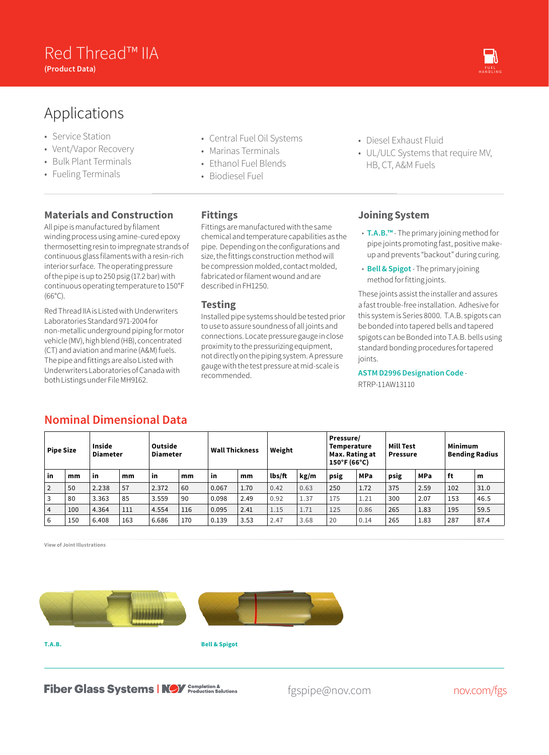# Red Thread™ IIA

**(Product Data)**

## Applications

- Service Station
- Vent/Vapor Recovery
- Bulk Plant Terminals
- Fueling Terminals
- Central Fuel Oil Systems
- Marinas Terminals
- Ethanol Fuel Blends
- Biodiesel Fuel
- Diesel Exhaust Fluid
- UL/ULC Systems that require MV, HB, CT, A&M Fuels

### Materials and Construction

All pipe is manufactured by filament winding process using amine-cured epoxy thermosetting resin to impregnate strands of continuous glass filaments with a resin-rich interior surface. The operating pressure of the pipe is up to 250 psig (17.2 bar) with continuous operating temperature to 150°F (66°C).

Red Thread IIA is Listed with Underwriters Laboratories Standard 971-2004 for non-metallic underground piping for motor vehicle (MV), high blend (HB), concentrated (CT) and aviation and marine (A&M) fuels. The pipe and fittings are also Listed with Underwriters Laboratories of Canada with both Listings under File MH9162.

### Fittings

Fittings are manufactured with the same chemical and temperature capabilities as the pipe. Depending on the configurations and size, the fittings construction method will be compression molded, contact molded, fabricated or filament wound and are described in FH1250.

### Testing

Installed pipe systems should be tested prior to use to assure soundness of all joints and connections. Locate pressure gauge in close proximity to the pressurizing equipment, not directly on the piping system. A pressure gauge with the test pressure at mid-scale is recommended.

### Joining System

- **T.A.B.™** - The primary joining method for pipe joints promoting fast, positive make-up and prevents "backout" during curing.
- **Bell & Spigot** - The primary joining method for fitting joints.

These joints assist the installer and assures a fast trouble-free installation. Adhesive for this system is Series 8000. T.A.B. spigots can be bonded into tapered bells and tapered spigots can be Bonded into T.A.B. bells using standard bonding procedures for tapered joints.

**ASTM D2996 Designation Code** - RTRP-11AW13110

## Nominal Dimensional Data

| Pipe Size | | Inside Diameter | | Outside Diameter | | Wall Thickness | | Weight | | Pressure/ Temperature Max. Rating at 150°F (66°C) | | Mill Test Pressure | | Minimum Bending Radius | |
|---|---|---|---|---|---|---|---|---|---|---|---|---|---|---|---|
| in | mm | in | mm | in | mm | in | mm | lbs/ft | kg/m | psig | MPa | psig | MPa | ft | m |
| 2 | 50 | 2.238 | 57 | 2.372 | 60 | 0.067 | 1.70 | 0.42 | 0.63 | 250 | 1.72 | 375 | 2.59 | 102 | 31.0 |
| 3 | 80 | 3.363 | 85 | 3.559 | 90 | 0.098 | 2.49 | 0.92 | 1.37 | 175 | 1.21 | 300 | 2.07 | 153 | 46.5 |
| 4 | 100 | 4.364 | 111 | 4.554 | 116 | 0.095 | 2.41 | 1.15 | 1.71 | 125 | 0.86 | 265 | 1.83 | 195 | 59.5 |
| 6 | 150 | 6.408 | 163 | 6.686 | 170 | 0.139 | 3.53 | 2.47 | 3.68 | 20 | 0.14 | 265 | 1.83 | 287 | 87.4 |

View of Joint Illustrations

T.A.B.

Bell & Spigot

Fiber Glass Systems | NOV Completion & Production Solutions

fgspipe@nov.com

nov.com/fgs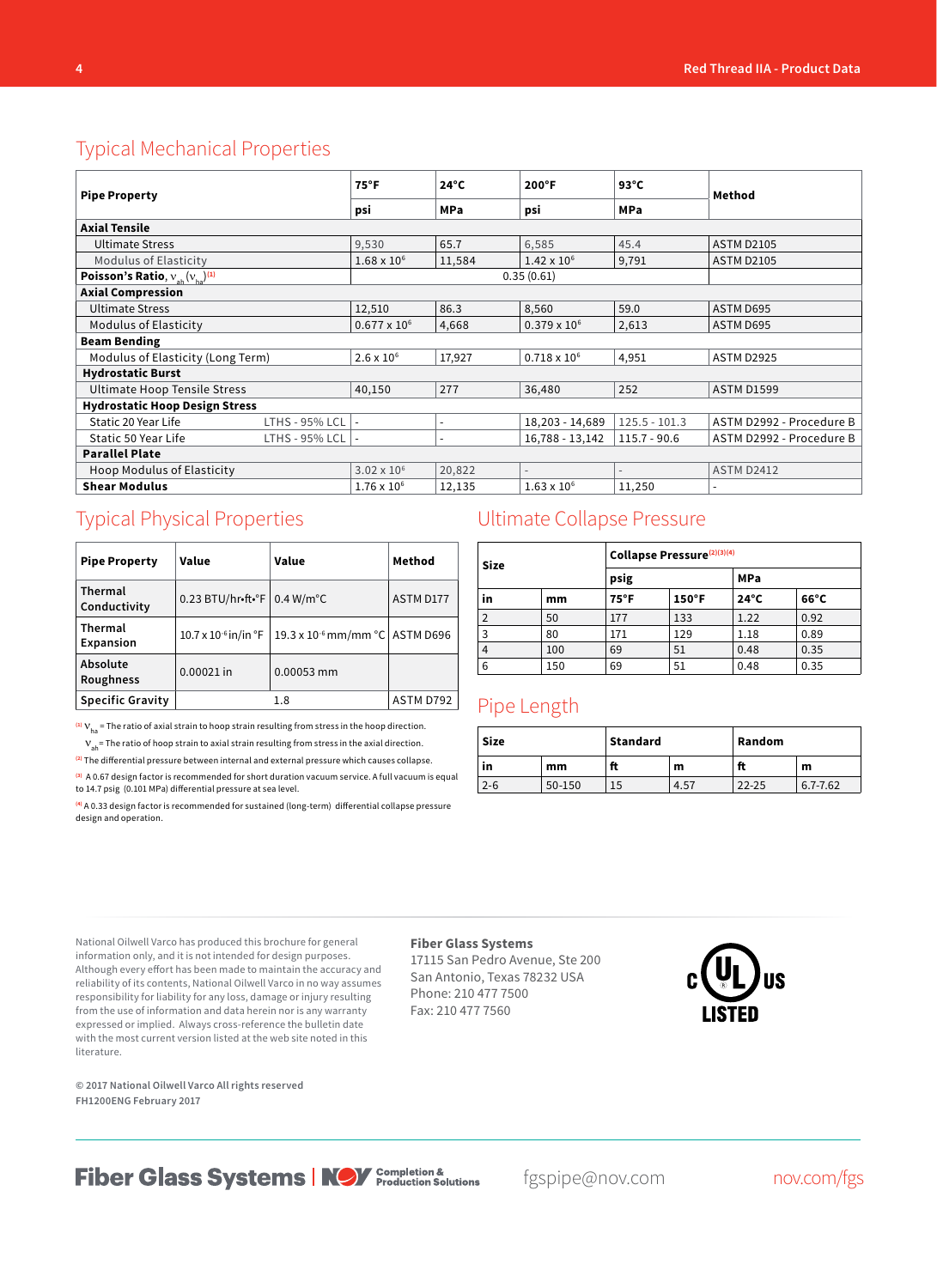## Typical Mechanical Properties

| Pipe Property | | 75°F | 24°C | 200°F | 93°C | Method |
|---|---|---|---|---|---|---|
| | | psi | MPa | psi | MPa | |
| **Axial Tensile** | | | | | | |
| Ultimate Stress | | 9,530 | 65.7 | 6,585 | 45.4 | ASTM D2105 |
| Modulus of Elasticity | | $1.68 \times 10^6$ | 11,584 | $1.42 \times 10^6$ | 9,791 | ASTM D2105 |
| **Poisson's Ratio**, $\nu_{ah}$ ($\nu_{ha}$)[1] | | 0.35 (0.61) | | | | |
| **Axial Compression** | | | | | | |
| Ultimate Stress | | 12,510 | 86.3 | 8,560 | 59.0 | ASTM D695 |
| Modulus of Elasticity | | $0.677 \times 10^6$ | 4,668 | $0.379 \times 10^6$ | 2,613 | ASTM D695 |
| **Beam Bending** | | | | | | |
| Modulus of Elasticity (Long Term) | | $2.6 \times 10^6$ | 17,927 | $0.718 \times 10^6$ | 4,951 | ASTM D2925 |
| **Hydrostatic Burst** | | | | | | |
| Ultimate Hoop Tensile Stress | | 40,150 | 277 | 36,480 | 252 | ASTM D1599 |
| **Hydrostatic Hoop Design Stress** | | | | | | |
| Static 20 Year Life | LTHS - 95% LCL | - | - | 18,203 - 14,689 | 125.5 - 101.3 | ASTM D2992 - Procedure B |
| Static 50 Year Life | LTHS - 95% LCL | - | - | 16,788 - 13,142 | 115.7 - 90.6 | ASTM D2992 - Procedure B |
| **Parallel Plate** | | | | | | |
| Hoop Modulus of Elasticity | | $3.02 \times 10^6$ | 20,822 | - | - | ASTM D2412 |
| **Shear Modulus** | | $1.76 \times 10^6$ | 12,135 | $1.63 \times 10^6$ | 11,250 | - |

## Typical Physical Properties

| Pipe Property | Value | Value | Method |
|---|---|---|---|
| Thermal Conductivity | 0.23 BTU/hr•ft•°F | 0.4 W/m°C | ASTM D177 |
| Thermal Expansion | $10.7 \times 10^{-6}$ in/in °F | $19.3 \times 10^{-6}$ mm/mm °C | ASTM D696 |
| Absolute Roughness | 0.00021 in | 0.00053 mm | |
| Specific Gravity | 1.8 | | ASTM D792 |

[1] $\nu_{ha}$ = The ratio of axial strain to hoop strain resulting from stress in the hoop direction.
$\nu_{ah}$ = The ratio of hoop strain to axial strain resulting from stress in the axial direction.

[2] The differential pressure between internal and external pressure which causes collapse.

[3] A 0.67 design factor is recommended for short duration vacuum service. A full vacuum is equal to 14.7 psig (0.101 MPa) differential pressure at sea level.

[4] A 0.33 design factor is recommended for sustained (long-term) differential collapse pressure design and operation.

## Ultimate Collapse Pressure

| Size | | Collapse Pressure[2][3][4] | | | |
|---|---|---|---|---|---|
| | | psig | | MPa | |
| in | mm | 75°F | 150°F | 24°C | 66°C |
| 2 | 50 | 177 | 133 | 1.22 | 0.92 |
| 3 | 80 | 171 | 129 | 1.18 | 0.89 |
| 4 | 100 | 69 | 51 | 0.48 | 0.35 |
| 6 | 150 | 69 | 51 | 0.48 | 0.35 |

## Pipe Length

| Size | | Standard | | Random | |
|---|---|---|---|---|---|
| in | mm | ft | m | ft | m |
| 2-6 | 50-150 | 15 | 4.57 | 22-25 | 6.7-7.62 |

National Oilwell Varco has produced this brochure for general information only, and it is not intended for design purposes. Although every effort has been made to maintain the accuracy and reliability of its contents, National Oilwell Varco in no way assumes responsibility for liability for any loss, damage or injury resulting from the use of information and data herein nor is any warranty expressed or implied. Always cross-reference the bulletin date with the most current version listed at the web site noted in this literature.

**Fiber Glass Systems**
17115 San Pedro Avenue, Ste 200
San Antonio, Texas 78232 USA
Phone: 210 477 7500
Fax: 210 477 7560

c UL US LISTED

**© 2017 National Oilwell Varco All rights reserved**
**FH1200ENG February 2017**

**Fiber Glass Systems** | NOV Completion & Production Solutions

fgspipe@nov.com

nov.com/fgs